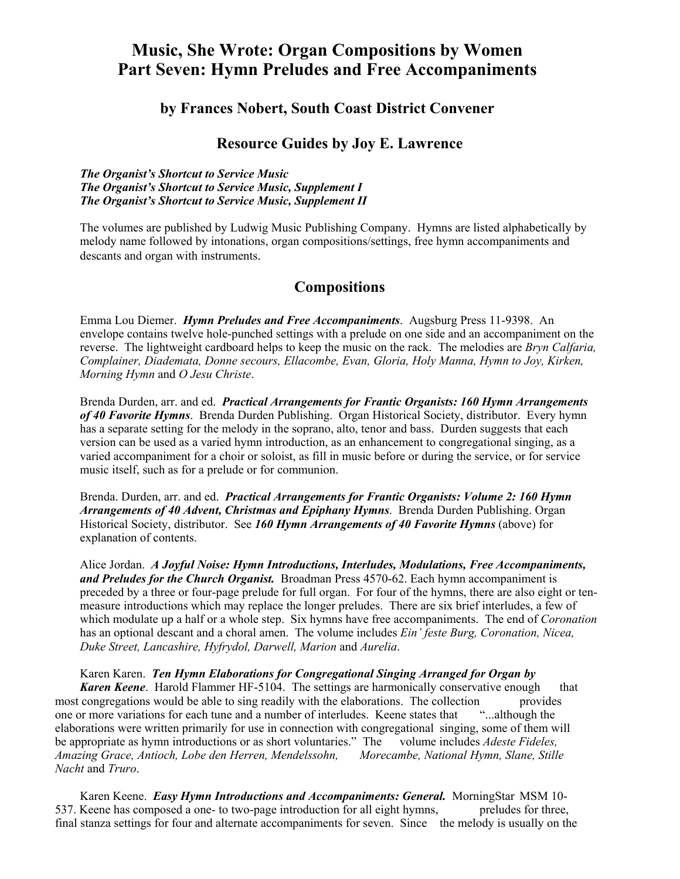# Music, She Wrote: Organ Compositions by Women
# Part Seven: Hymn Preludes and Free Accompaniments

### by Frances Nobert, South Coast District Convener

### Resource Guides by Joy E. Lawrence

***The Organist's Shortcut to Service Music***
***The Organist's Shortcut to Service Music, Supplement I***
***The Organist's Shortcut to Service Music, Supplement II***

The volumes are published by Ludwig Music Publishing Company. Hymns are listed alphabetically by melody name followed by intonations, organ compositions/settings, free hymn accompaniments and descants and organ with instruments.

## Compositions

Emma Lou Diemer. ***Hymn Preludes and Free Accompaniments***. Augsburg Press 11-9398. An envelope contains twelve hole-punched settings with a prelude on one side and an accompaniment on the reverse. The lightweight cardboard helps to keep the music on the rack. The melodies are *Bryn Calfaria, Complainer, Diademata, Donne secours, Ellacombe, Evan, Gloria, Holy Manna, Hymn to Joy, Kirken, Morning Hymn* and *O Jesu Christe*.

Brenda Durden, arr. and ed. ***Practical Arrangements for Frantic Organists: 160 Hymn Arrangements of 40 Favorite Hymns***. Brenda Durden Publishing. Organ Historical Society, distributor. Every hymn has a separate setting for the melody in the soprano, alto, tenor and bass. Durden suggests that each version can be used as a varied hymn introduction, as an enhancement to congregational singing, as a varied accompaniment for a choir or soloist, as fill in music before or during the service, or for service music itself, such as for a prelude or for communion.

Brenda. Durden, arr. and ed. ***Practical Arrangements for Frantic Organists: Volume 2: 160 Hymn Arrangements of 40 Advent, Christmas and Epiphany Hymns***. Brenda Durden Publishing. Organ Historical Society, distributor. See ***160 Hymn Arrangements of 40 Favorite Hymns*** (above) for explanation of contents.

Alice Jordan. ***A Joyful Noise: Hymn Introductions, Interludes, Modulations, Free Accompaniments, and Preludes for the Church Organist.*** Broadman Press 4570-62. Each hymn accompaniment is preceded by a three or four-page prelude for full organ. For four of the hymns, there are also eight or ten-measure introductions which may replace the longer preludes. There are six brief interludes, a few of which modulate up a half or a whole step. Six hymns have free accompaniments. The end of *Coronation* has an optional descant and a choral amen. The volume includes *Ein' feste Burg, Coronation, Nicea, Duke Street, Lancashire, Hyfrydol, Darwell, Marion* and *Aurelia*.

Karen Karen. ***Ten Hymn Elaborations for Congregational Singing Arranged for Organ by Karen Keene***. Harold Flammer HF-5104. The settings are harmonically conservative enough that most congregations would be able to sing readily with the elaborations. The collection provides one or more variations for each tune and a number of interludes. Keene states that "...although the elaborations were written primarily for use in connection with congregational singing, some of them will be appropriate as hymn introductions or as short voluntaries." The volume includes *Adeste Fideles, Amazing Grace, Antioch, Lobe den Herren, Mendelssohn, Morecambe, National Hymn, Slane, Stille Nacht* and *Truro*.

Karen Keene. ***Easy Hymn Introductions and Accompaniments: General.*** MorningStar MSM 10-537. Keene has composed a one- to two-page introduction for all eight hymns, preludes for three, final stanza settings for four and alternate accompaniments for seven. Since the melody is usually on the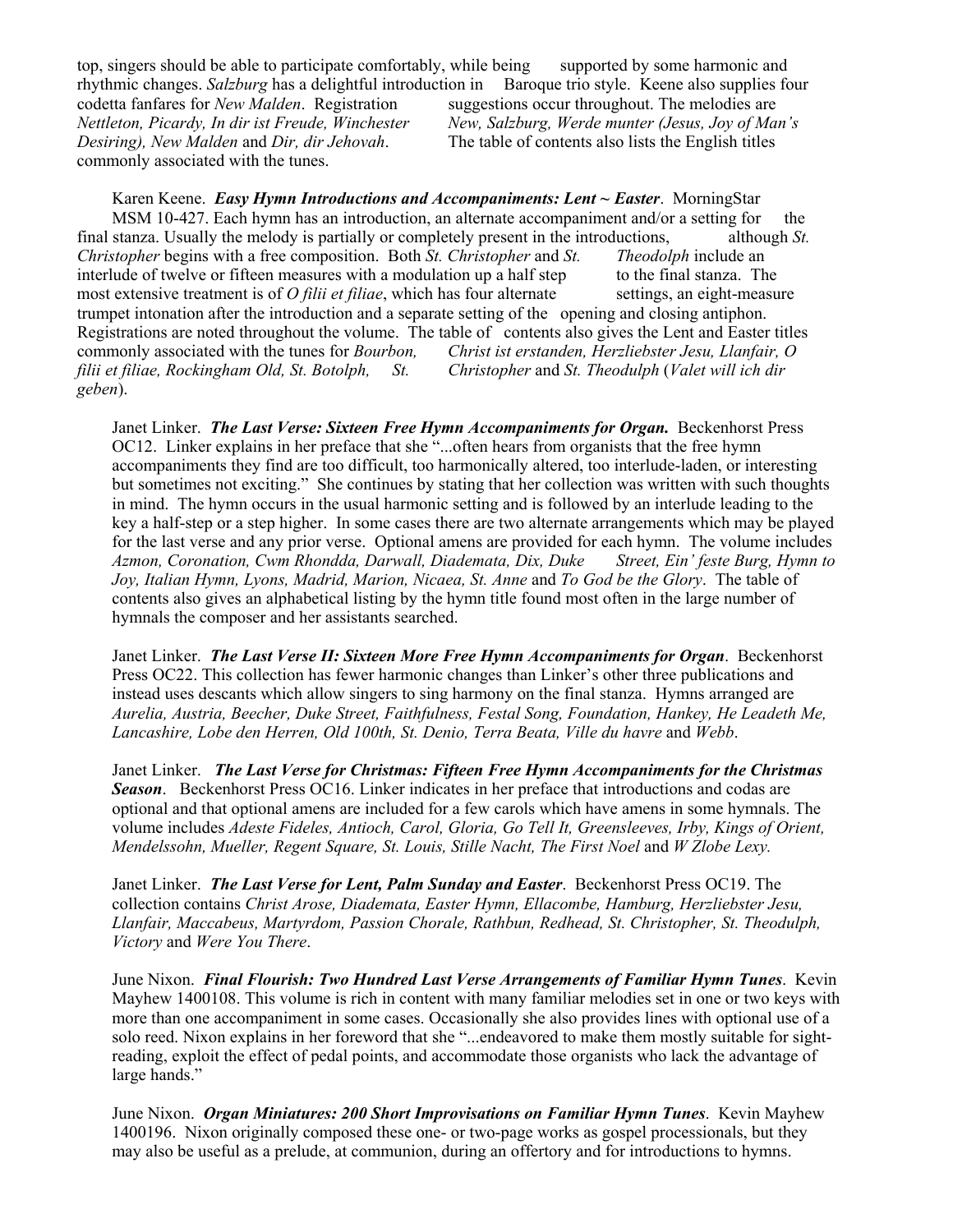top, singers should be able to participate comfortably, while being supported by some harmonic and rhythmic changes. *Salzburg* has a delightful introduction in Baroque trio style. Keene also supplies four codetta fanfares for *New Malden*. Registration suggestions occur throughout. The melodies are *Nettleton, Picardy, In dir ist Freude, Winchester New, Salzburg, Werde munter (Jesus, Joy of Man's Desiring), New Malden* and *Dir, dir Jehovah*. The table of contents also lists the English titles commonly associated with the tunes.

Karen Keene. ***Easy Hymn Introductions and Accompaniments: Lent ~ Easter***. MorningStar MSM 10-427. Each hymn has an introduction, an alternate accompaniment and/or a setting for the final stanza. Usually the melody is partially or completely present in the introductions, although *St. Christopher* begins with a free composition. Both *St. Christopher* and *St. Theodolph* include an interlude of twelve or fifteen measures with a modulation up a half step to the final stanza. The most extensive treatment is of *O filii et filiae*, which has four alternate settings, an eight-measure trumpet intonation after the introduction and a separate setting of the opening and closing antiphon. Registrations are noted throughout the volume. The table of contents also gives the Lent and Easter titles commonly associated with the tunes for *Bourbon, Christ ist erstanden, Herzliebster Jesu, Llanfair, O filii et filiae, Rockingham Old, St. Botolph, St. Christopher* and *St. Theodulph* (*Valet will ich dir geben*).

Janet Linker. ***The Last Verse: Sixteen Free Hymn Accompaniments for Organ.*** Beckenhorst Press OC12. Linker explains in her preface that she "...often hears from organists that the free hymn accompaniments they find are too difficult, too harmonically altered, too interlude-laden, or interesting but sometimes not exciting." She continues by stating that her collection was written with such thoughts in mind. The hymn occurs in the usual harmonic setting and is followed by an interlude leading to the key a half-step or a step higher. In some cases there are two alternate arrangements which may be played for the last verse and any prior verse. Optional amens are provided for each hymn. The volume includes *Azmon, Coronation, Cwm Rhondda, Darwall, Diademata, Dix, Duke Street, Ein' feste Burg, Hymn to Joy, Italian Hymn, Lyons, Madrid, Marion, Nicaea, St. Anne* and *To God be the Glory*. The table of contents also gives an alphabetical listing by the hymn title found most often in the large number of hymnals the composer and her assistants searched.

Janet Linker. ***The Last Verse II: Sixteen More Free Hymn Accompaniments for Organ***. Beckenhorst Press OC22. This collection has fewer harmonic changes than Linker's other three publications and instead uses descants which allow singers to sing harmony on the final stanza. Hymns arranged are *Aurelia, Austria, Beecher, Duke Street, Faithfulness, Festal Song, Foundation, Hankey, He Leadeth Me, Lancashire, Lobe den Herren, Old 100th, St. Denio, Terra Beata, Ville du havre* and *Webb*.

Janet Linker. ***The Last Verse for Christmas: Fifteen Free Hymn Accompaniments for the Christmas Season***. Beckenhorst Press OC16. Linker indicates in her preface that introductions and codas are optional and that optional amens are included for a few carols which have amens in some hymnals. The volume includes *Adeste Fideles, Antioch, Carol, Gloria, Go Tell It, Greensleeves, Irby, Kings of Orient, Mendelssohn, Mueller, Regent Square, St. Louis, Stille Nacht, The First Noel* and *W Zlobe Lexy.*

Janet Linker. ***The Last Verse for Lent, Palm Sunday and Easter***. Beckenhorst Press OC19. The collection contains *Christ Arose, Diademata, Easter Hymn, Ellacombe, Hamburg, Herzliebster Jesu, Llanfair, Maccabeus, Martyrdom, Passion Chorale, Rathbun, Redhead, St. Christopher, St. Theodulph, Victory* and *Were You There*.

June Nixon. ***Final Flourish: Two Hundred Last Verse Arrangements of Familiar Hymn Tunes***. Kevin Mayhew 1400108. This volume is rich in content with many familiar melodies set in one or two keys with more than one accompaniment in some cases. Occasionally she also provides lines with optional use of a solo reed. Nixon explains in her foreword that she "...endeavored to make them mostly suitable for sight-reading, exploit the effect of pedal points, and accommodate those organists who lack the advantage of large hands."

June Nixon. ***Organ Miniatures: 200 Short Improvisations on Familiar Hymn Tunes***. Kevin Mayhew 1400196. Nixon originally composed these one- or two-page works as gospel processionals, but they may also be useful as a prelude, at communion, during an offertory and for introductions to hymns.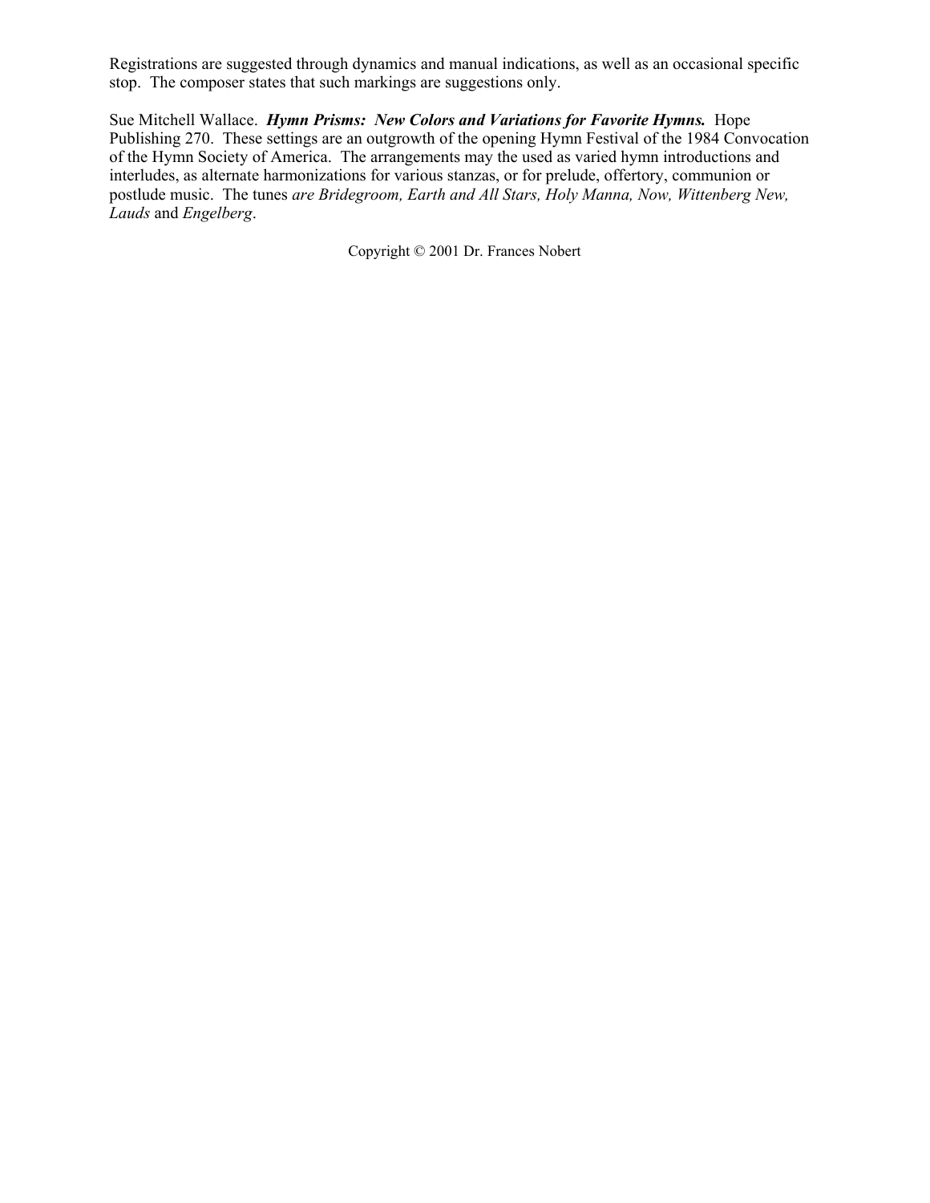Registrations are suggested through dynamics and manual indications, as well as an occasional specific stop. The composer states that such markings are suggestions only.

Sue Mitchell Wallace. ***Hymn Prisms: New Colors and Variations for Favorite Hymns.*** Hope Publishing 270. These settings are an outgrowth of the opening Hymn Festival of the 1984 Convocation of the Hymn Society of America. The arrangements may the used as varied hymn introductions and interludes, as alternate harmonizations for various stanzas, or for prelude, offertory, communion or postlude music. The tunes *are Bridegroom, Earth and All Stars, Holy Manna, Now, Wittenberg New, Lauds* and *Engelberg*.

Copyright © 2001 Dr. Frances Nobert